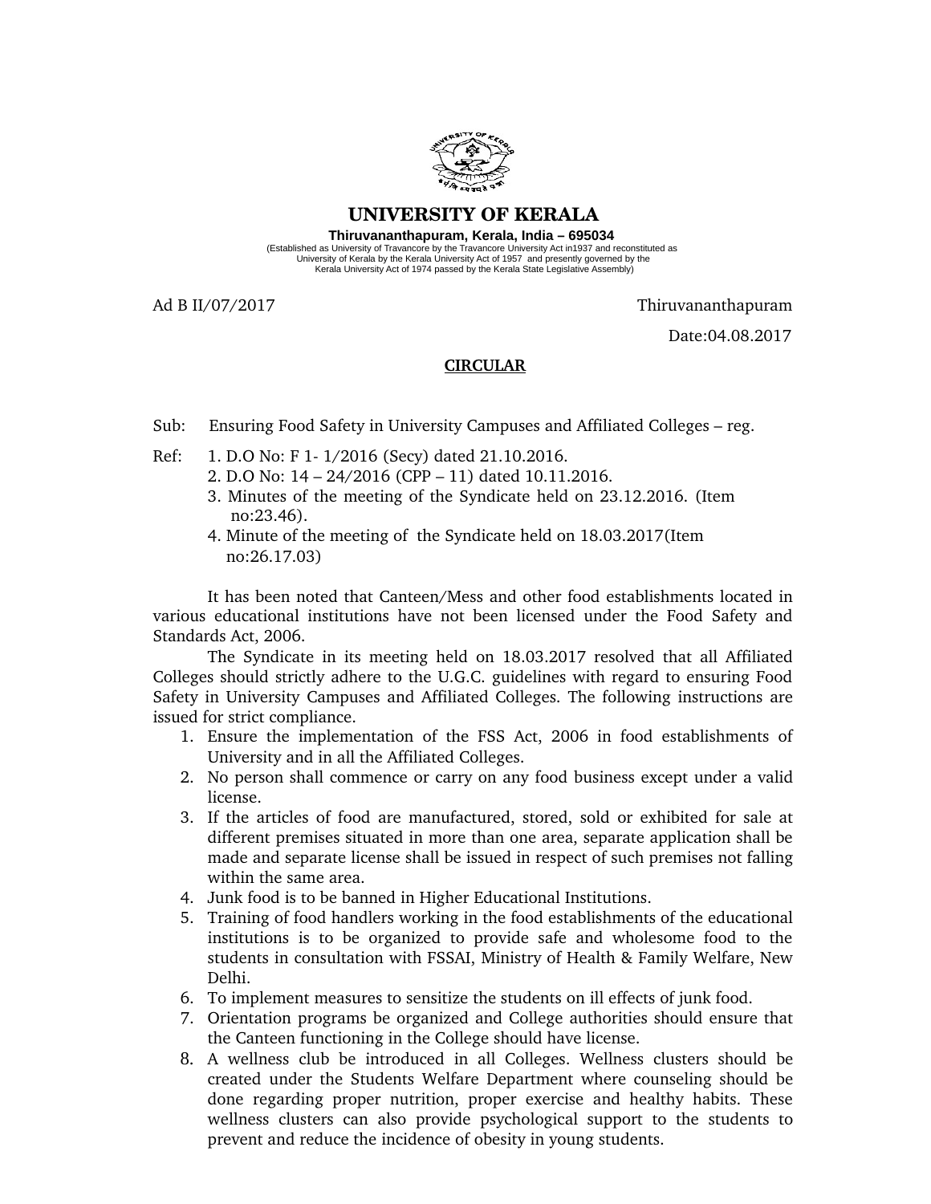# UNIVERSITY OF KERALA

**Thiruvananthapuram, Kerala, India – 695034**

(Established as University of Travancore by the Travancore University Act in1937 and reconstituted as University of Kerala by the Kerala University Act of 1957 and presently governed by the Kerala University Act of 1974 passed by the Kerala State Legislative Assembly)

Ad B II/07/2017 Thiruvananthapuram

Date:04.08.2017

## CIRCULAR

Sub: Ensuring Food Safety in University Campuses and Affiliated Colleges – reg.

Ref:
1. D.O No: F 1- 1/2016 (Secy) dated 21.10.2016.
2. D.O No: 14 – 24/2016 (CPP – 11) dated 10.11.2016.
3. Minutes of the meeting of the Syndicate held on 23.12.2016. (Item no:23.46).
4. Minute of the meeting of the Syndicate held on 18.03.2017(Item no:26.17.03)

It has been noted that Canteen/Mess and other food establishments located in various educational institutions have not been licensed under the Food Safety and Standards Act, 2006.

The Syndicate in its meeting held on 18.03.2017 resolved that all Affiliated Colleges should strictly adhere to the U.G.C. guidelines with regard to ensuring Food Safety in University Campuses and Affiliated Colleges. The following instructions are issued for strict compliance.

1. Ensure the implementation of the FSS Act, 2006 in food establishments of University and in all the Affiliated Colleges.
2. No person shall commence or carry on any food business except under a valid license.
3. If the articles of food are manufactured, stored, sold or exhibited for sale at different premises situated in more than one area, separate application shall be made and separate license shall be issued in respect of such premises not falling within the same area.
4. Junk food is to be banned in Higher Educational Institutions.
5. Training of food handlers working in the food establishments of the educational institutions is to be organized to provide safe and wholesome food to the students in consultation with FSSAI, Ministry of Health & Family Welfare, New Delhi.
6. To implement measures to sensitize the students on ill effects of junk food.
7. Orientation programs be organized and College authorities should ensure that the Canteen functioning in the College should have license.
8. A wellness club be introduced in all Colleges. Wellness clusters should be created under the Students Welfare Department where counseling should be done regarding proper nutrition, proper exercise and healthy habits. These wellness clusters can also provide psychological support to the students to prevent and reduce the incidence of obesity in young students.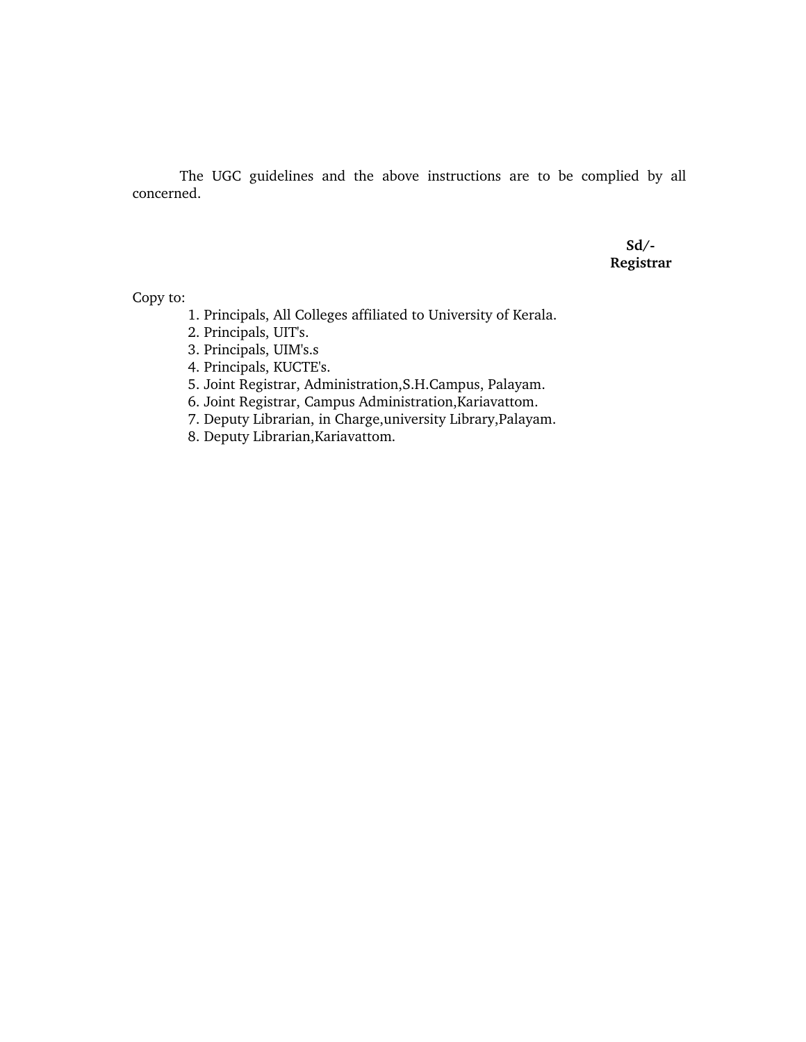The UGC guidelines and the above instructions are to be complied by all concerned.

**Sd/-**
**Registrar**

Copy to:

1. Principals, All Colleges affiliated to University of Kerala.
2. Principals, UIT's.
3. Principals, UIM's.s
4. Principals, KUCTE's.
5. Joint Registrar, Administration,S.H.Campus, Palayam.
6. Joint Registrar, Campus Administration,Kariavattom.
7. Deputy Librarian, in Charge,university Library,Palayam.
8. Deputy Librarian,Kariavattom.